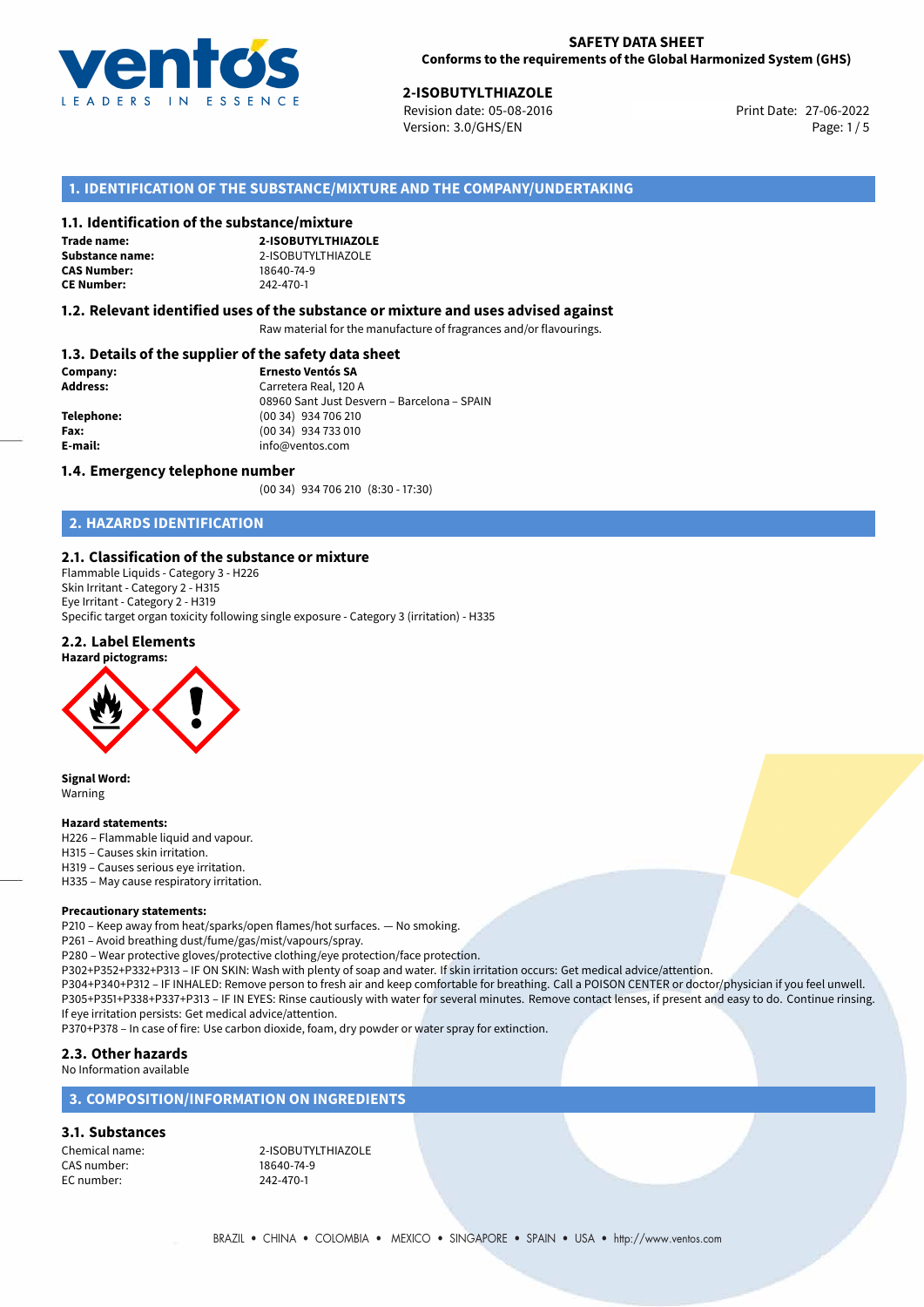**SAFETY DATA SHEET**
**Conforms to the requirements of the Global Harmonized System (GHS)**

**2-ISOBUTYLTHIAZOLE**
Revision date: 05-08-2016
Version: 3.0/GHS/EN

Print Date: 27-06-2022

## 1. IDENTIFICATION OF THE SUBSTANCE/MIXTURE AND THE COMPANY/UNDERTAKING

### 1.1. Identification of the substance/mixture

**Trade name:** **2-ISOBUTYLTHIAZOLE**
**Substance name:** 2-ISOBUTYLTHIAZOLE
**CAS Number:** 18640-74-9
**CE Number:** 242-470-1

### 1.2. Relevant identified uses of the substance or mixture and uses advised against

Raw material for the manufacture of fragrances and/or flavourings.

### 1.3. Details of the supplier of the safety data sheet

**Company:** **Ernesto Ventós SA**
**Address:** Carretera Real, 120 A
08960 Sant Just Desvern – Barcelona – SPAIN
**Telephone:** (00 34) 934 706 210
**Fax:** (00 34) 934 733 010
**E-mail:** info@ventos.com

### 1.4. Emergency telephone number

(00 34) 934 706 210 (8:30 - 17:30)

## 2. HAZARDS IDENTIFICATION

### 2.1. Classification of the substance or mixture

Flammable Liquids - Category 3 - H226
Skin Irritant - Category 2 - H315
Eye Irritant - Category 2 - H319
Specific target organ toxicity following single exposure - Category 3 (irritation) - H335

### 2.2. Label Elements

**Hazard pictograms:**

**Signal Word:**
Warning

**Hazard statements:**
H226 – Flammable liquid and vapour.
H315 – Causes skin irritation.
H319 – Causes serious eye irritation.
H335 – May cause respiratory irritation.

**Precautionary statements:**
P210 – Keep away from heat/sparks/open flames/hot surfaces. — No smoking.
P261 – Avoid breathing dust/fume/gas/mist/vapours/spray.
P280 – Wear protective gloves/protective clothing/eye protection/face protection.
P302+P352+P332+P313 – IF ON SKIN: Wash with plenty of soap and water. If skin irritation occurs: Get medical advice/attention.
P304+P340+P312 – IF INHALED: Remove person to fresh air and keep comfortable for breathing. Call a POISON CENTER or doctor/physician if you feel unwell.
P305+P351+P338+P337+P313 – IF IN EYES: Rinse cautiously with water for several minutes. Remove contact lenses, if present and easy to do. Continue rinsing. If eye irritation persists: Get medical advice/attention.
P370+P378 – In case of fire: Use carbon dioxide, foam, dry powder or water spray for extinction.

### 2.3. Other hazards

No Information available

## 3. COMPOSITION/INFORMATION ON INGREDIENTS

### 3.1. Substances

Chemical name: 2-ISOBUTYLTHIAZOLE
CAS number: 18640-74-9
EC number: 242-470-1

BRAZIL • CHINA • COLOMBIA • MEXICO • SINGAPORE • SPAIN • USA • http://www.ventos.com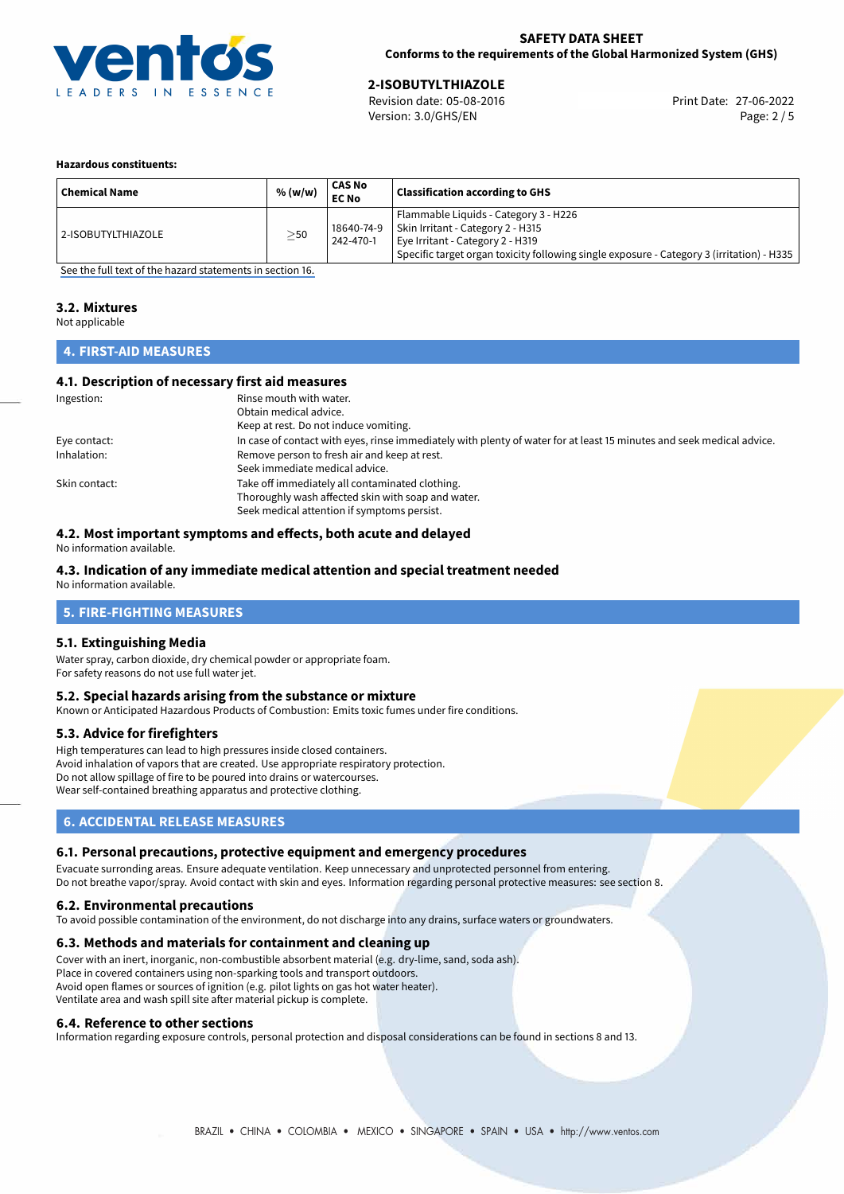**Hazardous constituents:**

| Chemical Name | % (w/w) | CAS No<br>EC No | Classification according to GHS |
|---|---|---|---|
| 2-ISOBUTYLTHIAZOLE | ≥50 | 18640-74-9<br>242-470-1 | Flammable Liquids - Category 3 - H226<br>Skin Irritant - Category 2 - H315<br>Eye Irritant - Category 2 - H319<br>Specific target organ toxicity following single exposure - Category 3 (irritation) - H335 |

See the full text of the hazard statements in section 16.

### 3.2. Mixtures

Not applicable

## 4. FIRST-AID MEASURES

### 4.1. Description of necessary first aid measures

| | |
|---|---|
| Ingestion: | Rinse mouth with water.<br>Obtain medical advice.<br>Keep at rest. Do not induce vomiting. |
| Eye contact: | In case of contact with eyes, rinse immediately with plenty of water for at least 15 minutes and seek medical advice. |
| Inhalation: | Remove person to fresh air and keep at rest.<br>Seek immediate medical advice. |
| Skin contact: | Take off immediately all contaminated clothing.<br>Thoroughly wash affected skin with soap and water.<br>Seek medical attention if symptoms persist. |

### 4.2. Most important symptoms and effects, both acute and delayed

No information available.

### 4.3. Indication of any immediate medical attention and special treatment needed

No information available.

## 5. FIRE-FIGHTING MEASURES

### 5.1. Extinguishing Media

Water spray, carbon dioxide, dry chemical powder or appropriate foam.
For safety reasons do not use full water jet.

### 5.2. Special hazards arising from the substance or mixture

Known or Anticipated Hazardous Products of Combustion: Emits toxic fumes under fire conditions.

### 5.3. Advice for firefighters

High temperatures can lead to high pressures inside closed containers.
Avoid inhalation of vapors that are created. Use appropriate respiratory protection.
Do not allow spillage of fire to be poured into drains or watercourses.
Wear self-contained breathing apparatus and protective clothing.

## 6. ACCIDENTAL RELEASE MEASURES

### 6.1. Personal precautions, protective equipment and emergency procedures

Evacuate surronding areas. Ensure adequate ventilation. Keep unnecessary and unprotected personnel from entering.
Do not breathe vapor/spray. Avoid contact with skin and eyes. Information regarding personal protective measures: see section 8.

### 6.2. Environmental precautions

To avoid possible contamination of the environment, do not discharge into any drains, surface waters or groundwaters.

### 6.3. Methods and materials for containment and cleaning up

Cover with an inert, inorganic, non-combustible absorbent material (e.g. dry-lime, sand, soda ash).
Place in covered containers using non-sparking tools and transport outdoors.
Avoid open flames or sources of ignition (e.g. pilot lights on gas hot water heater).
Ventilate area and wash spill site after material pickup is complete.

### 6.4. Reference to other sections

Information regarding exposure controls, personal protection and disposal considerations can be found in sections 8 and 13.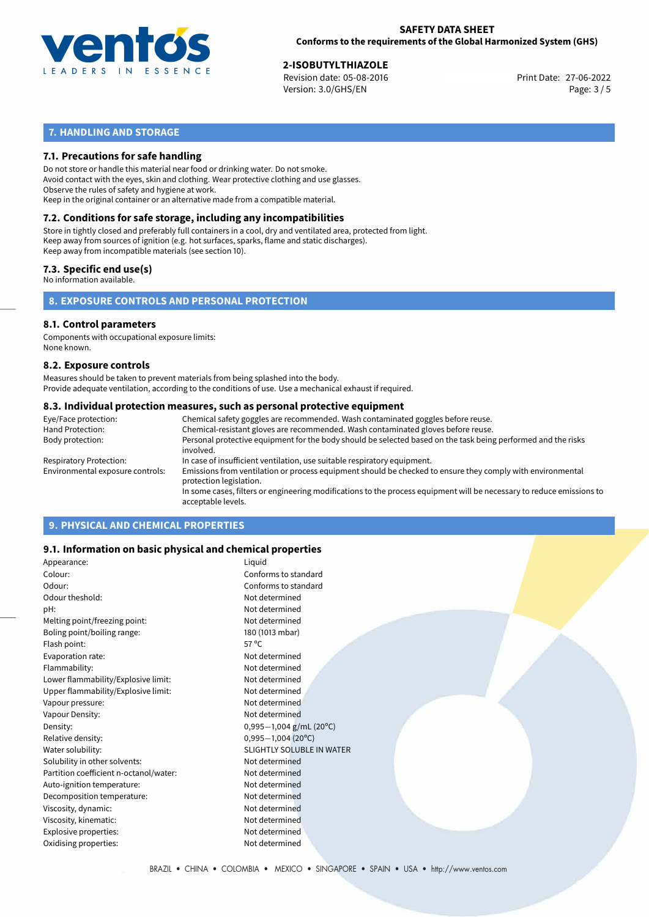## 7. HANDLING AND STORAGE

### 7.1. Precautions for safe handling

Do not store or handle this material near food or drinking water. Do not smoke.
Avoid contact with the eyes, skin and clothing. Wear protective clothing and use glasses.
Observe the rules of safety and hygiene at work.
Keep in the original container or an alternative made from a compatible material.

### 7.2. Conditions for safe storage, including any incompatibilities

Store in tightly closed and preferably full containers in a cool, dry and ventilated area, protected from light.
Keep away from sources of ignition (e.g. hot surfaces, sparks, flame and static discharges).
Keep away from incompatible materials (see section 10).

### 7.3. Specific end use(s)

No information available.

## 8. EXPOSURE CONTROLS AND PERSONAL PROTECTION

### 8.1. Control parameters

Components with occupational exposure limits:
None known.

### 8.2. Exposure controls

Measures should be taken to prevent materials from being splashed into the body.
Provide adequate ventilation, according to the conditions of use. Use a mechanical exhaust if required.

### 8.3. Individual protection measures, such as personal protective equipment

| | |
|---|---|
| Eye/Face protection: | Chemical safety goggles are recommended. Wash contaminated goggles before reuse. |
| Hand Protection: | Chemical-resistant gloves are recommended. Wash contaminated gloves before reuse. |
| Body protection: | Personal protective equipment for the body should be selected based on the task being performed and the risks involved. |
| Respiratory Protection: | In case of insufficient ventilation, use suitable respiratory equipment. |
| Environmental exposure controls: | Emissions from ventilation or process equipment should be checked to ensure they comply with environmental protection legislation. In some cases, filters or engineering modifications to the process equipment will be necessary to reduce emissions to acceptable levels. |

## 9. PHYSICAL AND CHEMICAL PROPERTIES

### 9.1. Information on basic physical and chemical properties

| | |
|---|---|
| Appearance: | Liquid |
| Colour: | Conforms to standard |
| Odour: | Conforms to standard |
| Odour theshold: | Not determined |
| pH: | Not determined |
| Melting point/freezing point: | Not determined |
| Boling point/boiling range: | 180 (1013 mbar) |
| Flash point: | 57 ºC |
| Evaporation rate: | Not determined |
| Flammability: | Not determined |
| Lower flammability/Explosive limit: | Not determined |
| Upper flammability/Explosive limit: | Not determined |
| Vapour pressure: | Not determined |
| Vapour Density: | Not determined |
| Density: | 0,995−1,004 g/mL (20ºC) |
| Relative density: | 0,995−1,004 (20ºC) |
| Water solubility: | SLIGHTLY SOLUBLE IN WATER |
| Solubility in other solvents: | Not determined |
| Partition coefficient n-octanol/water: | Not determined |
| Auto-ignition temperature: | Not determined |
| Decomposition temperature: | Not determined |
| Viscosity, dynamic: | Not determined |
| Viscosity, kinematic: | Not determined |
| Explosive properties: | Not determined |
| Oxidising properties: | Not determined |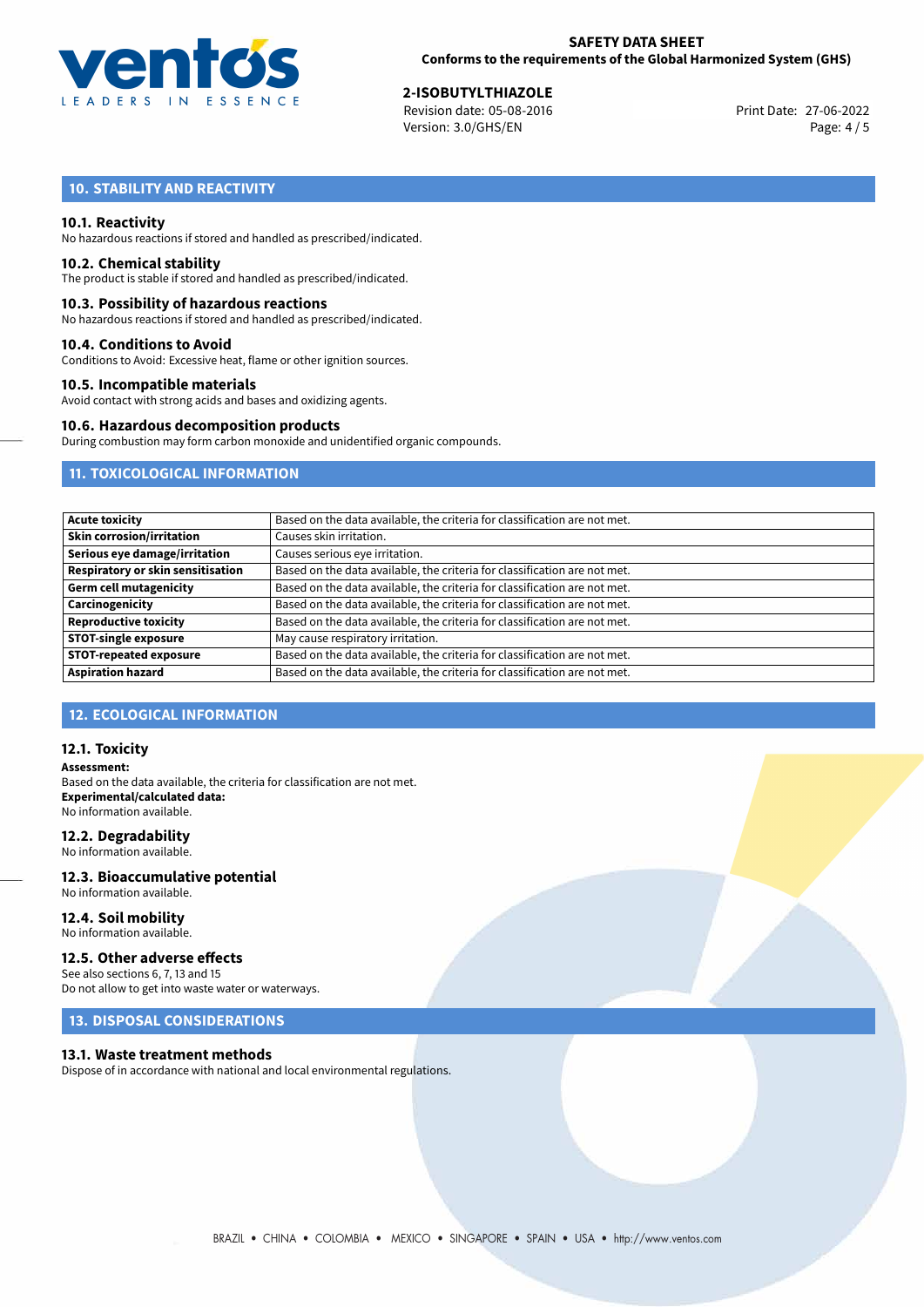## 10. STABILITY AND REACTIVITY

### 10.1. Reactivity

No hazardous reactions if stored and handled as prescribed/indicated.

### 10.2. Chemical stability

The product is stable if stored and handled as prescribed/indicated.

### 10.3. Possibility of hazardous reactions

No hazardous reactions if stored and handled as prescribed/indicated.

### 10.4. Conditions to Avoid

Conditions to Avoid: Excessive heat, flame or other ignition sources.

### 10.5. Incompatible materials

Avoid contact with strong acids and bases and oxidizing agents.

### 10.6. Hazardous decomposition products

During combustion may form carbon monoxide and unidentified organic compounds.

## 11. TOXICOLOGICAL INFORMATION

| | |
|---|---|
| **Acute toxicity** | Based on the data available, the criteria for classification are not met. |
| **Skin corrosion/irritation** | Causes skin irritation. |
| **Serious eye damage/irritation** | Causes serious eye irritation. |
| **Respiratory or skin sensitisation** | Based on the data available, the criteria for classification are not met. |
| **Germ cell mutagenicity** | Based on the data available, the criteria for classification are not met. |
| **Carcinogenicity** | Based on the data available, the criteria for classification are not met. |
| **Reproductive toxicity** | Based on the data available, the criteria for classification are not met. |
| **STOT-single exposure** | May cause respiratory irritation. |
| **STOT-repeated exposure** | Based on the data available, the criteria for classification are not met. |
| **Aspiration hazard** | Based on the data available, the criteria for classification are not met. |

## 12. ECOLOGICAL INFORMATION

### 12.1. Toxicity

**Assessment:**
Based on the data available, the criteria for classification are not met.
**Experimental/calculated data:**
No information available.

### 12.2. Degradability

No information available.

### 12.3. Bioaccumulative potential

No information available.

### 12.4. Soil mobility

No information available.

### 12.5. Other adverse effects

See also sections 6, 7, 13 and 15
Do not allow to get into waste water or waterways.

## 13. DISPOSAL CONSIDERATIONS

### 13.1. Waste treatment methods

Dispose of in accordance with national and local environmental regulations.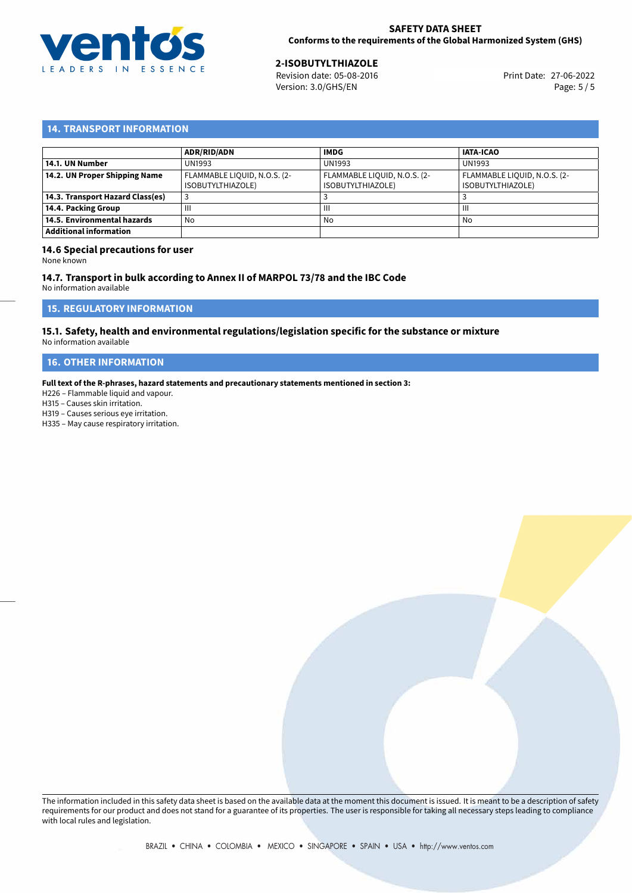## 14. TRANSPORT INFORMATION

| | ADR/RID/ADN | IMDG | IATA-ICAO |
|---|---|---|---|
| **14.1. UN Number** | UN1993 | UN1993 | UN1993 |
| **14.2. UN Proper Shipping Name** | FLAMMABLE LIQUID, N.O.S. (2-ISOBUTYLTHIAZOLE) | FLAMMABLE LIQUID, N.O.S. (2-ISOBUTYLTHIAZOLE) | FLAMMABLE LIQUID, N.O.S. (2-ISOBUTYLTHIAZOLE) |
| **14.3. Transport Hazard Class(es)** | 3 | 3 | 3 |
| **14.4. Packing Group** | III | III | III |
| **14.5. Environmental hazards** | No | No | No |
| **Additional information** | | | |

### 14.6 Special precautions for user

None known

### 14.7. Transport in bulk according to Annex II of MARPOL 73/78 and the IBC Code

No information available

## 15. REGULATORY INFORMATION

### 15.1. Safety, health and environmental regulations/legislation specific for the substance or mixture

No information available

## 16. OTHER INFORMATION

**Full text of the R-phrases, hazard statements and precautionary statements mentioned in section 3:**

H226 – Flammable liquid and vapour.
H315 – Causes skin irritation.
H319 – Causes serious eye irritation.
H335 – May cause respiratory irritation.

The information included in this safety data sheet is based on the available data at the moment this document is issued. It is meant to be a description of safety requirements for our product and does not stand for a guarantee of its properties. The user is responsible for taking all necessary steps leading to compliance with local rules and legislation.